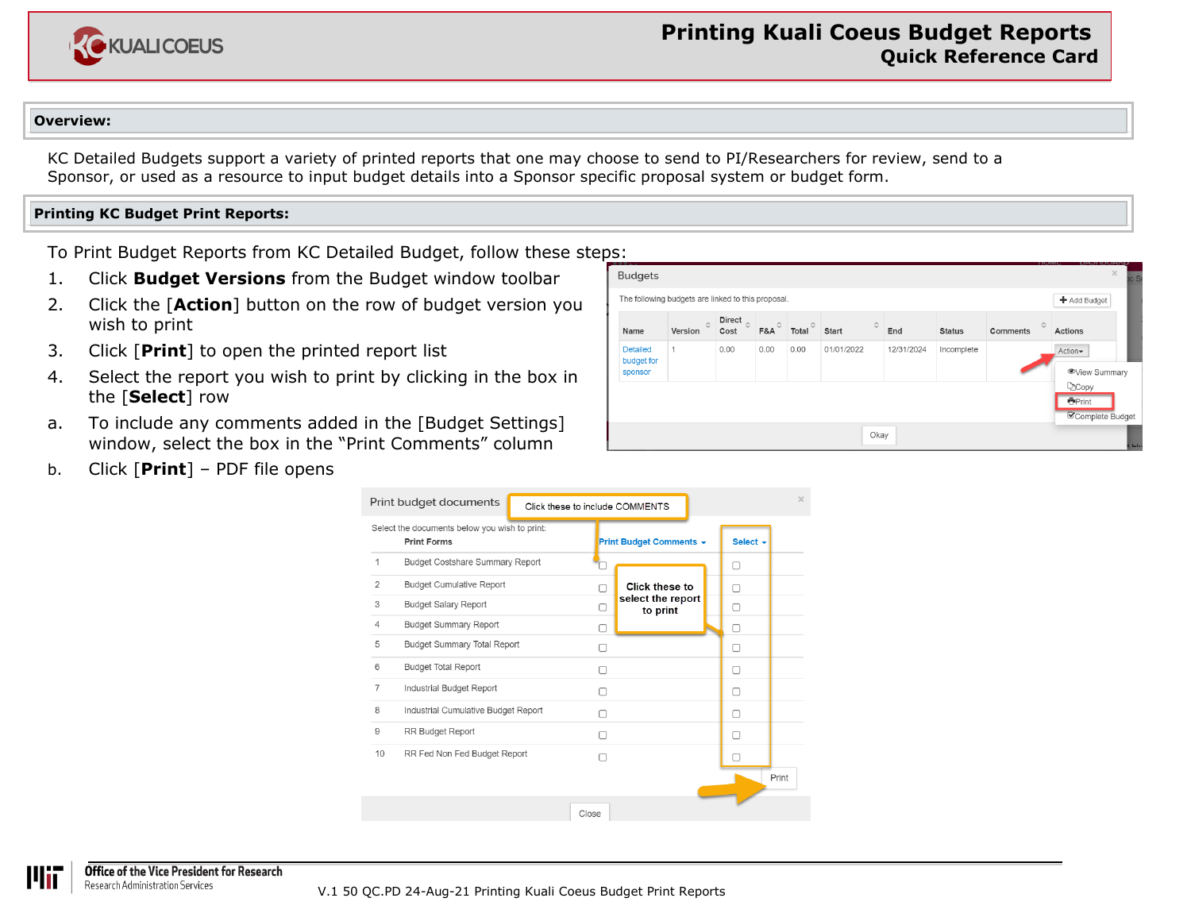# Printing Kuali Coeus Budget Reports

## Quick Reference Card

### Overview:

KC Detailed Budgets support a variety of printed reports that one may choose to send to PI/Researchers for review, send to a Sponsor, or used as a resource to input budget details into a Sponsor specific proposal system or budget form.

### Printing KC Budget Print Reports:

To Print Budget Reports from KC Detailed Budget, follow these steps:

1. Click **Budget Versions** from the Budget window toolbar
2. Click the [**Action**] button on the row of budget version you wish to print
3. Click [**Print**] to open the printed report list
4. Select the report you wish to print by clicking in the box in the [**Select**] row

a. To include any comments added in the [Budget Settings] window, select the box in the "Print Comments" column

b. Click [**Print**] – PDF file opens

Budgets

The following budgets are linked to this proposal.

| Name | Version | Direct Cost | F&A | Total | Start | End | Status | Comments | Actions |
|---|---|---|---|---|---|---|---|---|---|
| Detailed budget for sponsor | 1 | 0.00 | 0.00 | 0.00 | 01/01/2022 | 12/31/2024 | Incomplete | | Action |

Action menu: View Summary, Copy, Print, Complete Budget

Print budget documents

Click these to include COMMENTS

Select the documents below you wish to print:

Click these to select the report to print

| | Print Forms | Print Budget Comments | Select |
|---|---|---|---|
| 1 | Budget Costshare Summary Report | ☐ | ☐ |
| 2 | Budget Cumulative Report | ☐ | ☐ |
| 3 | Budget Salary Report | ☐ | ☐ |
| 4 | Budget Summary Report | ☐ | ☐ |
| 5 | Budget Summary Total Report | ☐ | ☐ |
| 6 | Budget Total Report | ☐ | ☐ |
| 7 | Industrial Budget Report | ☐ | ☐ |
| 8 | Industrial Cumulative Budget Report | ☐ | ☐ |
| 9 | RR Budget Report | ☐ | ☐ |
| 10 | RR Fed Non Fed Budget Report | ☐ | ☐ |

Print

Close

Office of the Vice President for Research
Research Administration Services

V.1 50 QC.PD 24-Aug-21 Printing Kuali Coeus Budget Print Reports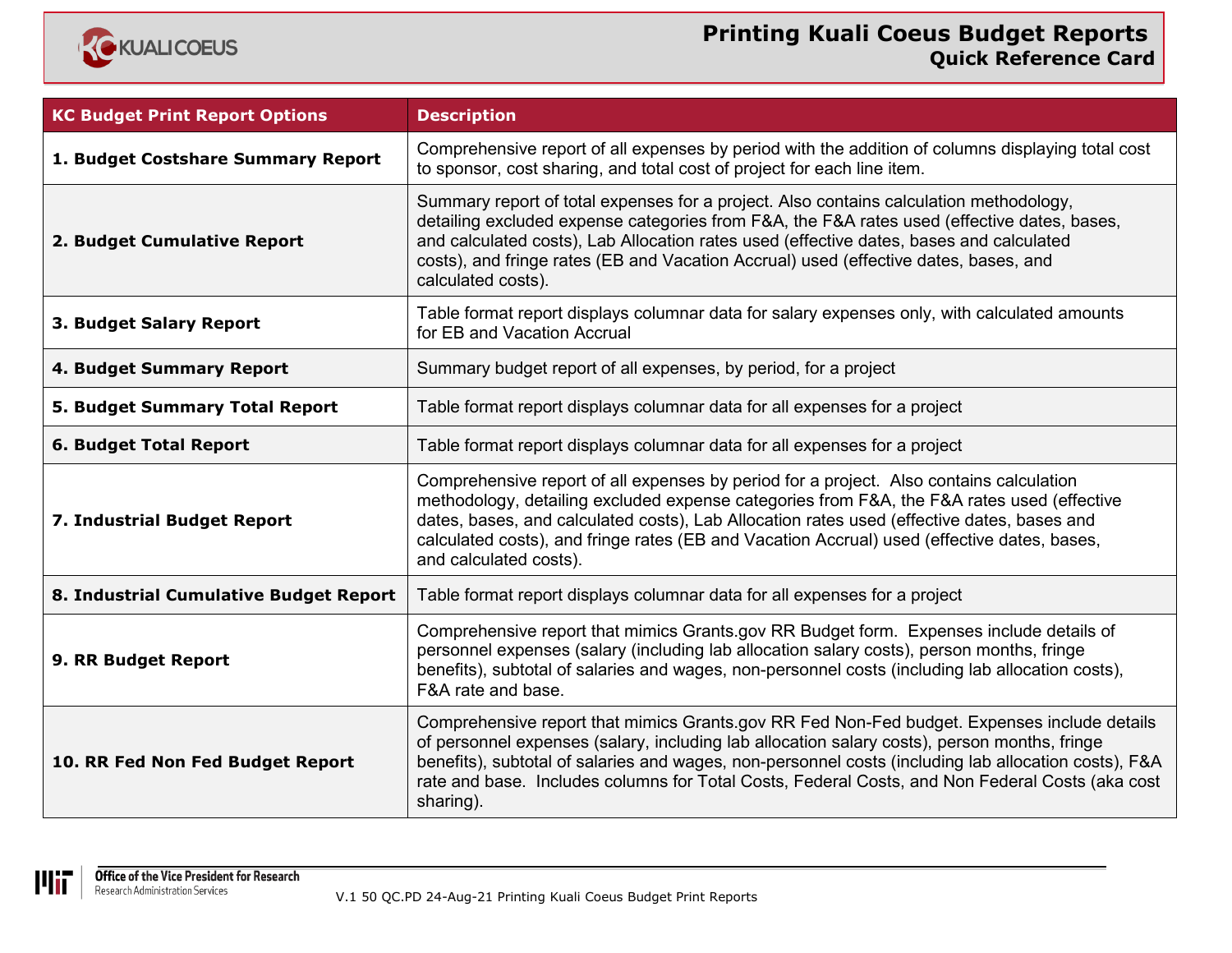# Printing Kuali Coeus Budget Reports

## Quick Reference Card

| KC Budget Print Report Options | Description |
| --- | --- |
| **1. Budget Costshare Summary Report** | Comprehensive report of all expenses by period with the addition of columns displaying total cost to sponsor, cost sharing, and total cost of project for each line item. |
| **2. Budget Cumulative Report** | Summary report of total expenses for a project. Also contains calculation methodology, detailing excluded expense categories from F&A, the F&A rates used (effective dates, bases, and calculated costs), Lab Allocation rates used (effective dates, bases and calculated costs), and fringe rates (EB and Vacation Accrual) used (effective dates, bases, and calculated costs). |
| **3. Budget Salary Report** | Table format report displays columnar data for salary expenses only, with calculated amounts for EB and Vacation Accrual |
| **4. Budget Summary Report** | Summary budget report of all expenses, by period, for a project |
| **5. Budget Summary Total Report** | Table format report displays columnar data for all expenses for a project |
| **6. Budget Total Report** | Table format report displays columnar data for all expenses for a project |
| **7. Industrial Budget Report** | Comprehensive report of all expenses by period for a project. Also contains calculation methodology, detailing excluded expense categories from F&A, the F&A rates used (effective dates, bases, and calculated costs), Lab Allocation rates used (effective dates, bases and calculated costs), and fringe rates (EB and Vacation Accrual) used (effective dates, bases, and calculated costs). |
| **8. Industrial Cumulative Budget Report** | Table format report displays columnar data for all expenses for a project |
| **9. RR Budget Report** | Comprehensive report that mimics Grants.gov RR Budget form. Expenses include details of personnel expenses (salary (including lab allocation salary costs), person months, fringe benefits), subtotal of salaries and wages, non-personnel costs (including lab allocation costs), F&A rate and base. |
| **10. RR Fed Non Fed Budget Report** | Comprehensive report that mimics Grants.gov RR Fed Non-Fed budget. Expenses include details of personnel expenses (salary, including lab allocation salary costs), person months, fringe benefits), subtotal of salaries and wages, non-personnel costs (including lab allocation costs), F&A rate and base. Includes columns for Total Costs, Federal Costs, and Non Federal Costs (aka cost sharing). |

Office of the Vice President for Research
Research Administration Services

V.1 50 QC.PD 24-Aug-21 Printing Kuali Coeus Budget Print Reports